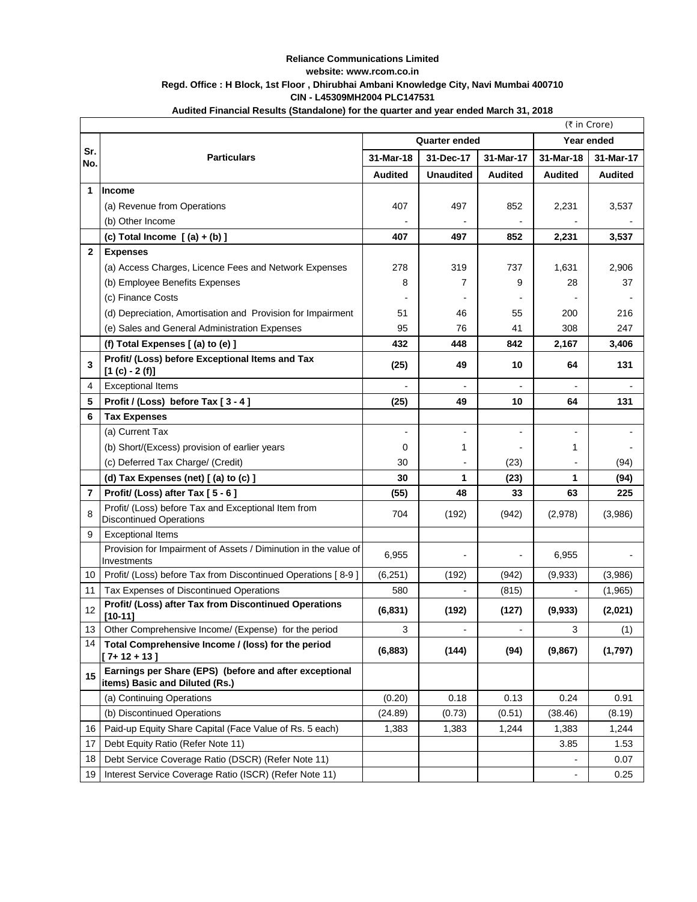**Reliance Communications Limited**

**website: www.rcom.co.in**

**Regd. Office : H Block, 1st Floor , Dhirubhai Ambani Knowledge City, Navi Mumbai 400710**

**CIN - L45309MH2004 PLC147531**

**Audited Financial Results (Standalone) for the quarter and year ended March 31, 2018**

(₹ in Crore)

| Sr. No. | Particulars | Quarter ended | | | Year ended | |
|---|---|---|---|---|---|---|
| | | 31-Mar-18 | 31-Dec-17 | 31-Mar-17 | 31-Mar-18 | 31-Mar-17 |
| | | Audited | Unaudited | Audited | Audited | Audited |
| 1 | **Income** | | | | | |
| | (a) Revenue from Operations | 407 | 497 | 852 | 2,231 | 3,537 |
| | (b) Other Income | - | - | - | - | - |
| | **(c) Total Income [ (a) + (b) ]** | **407** | **497** | **852** | **2,231** | **3,537** |
| 2 | **Expenses** | | | | | |
| | (a) Access Charges, Licence Fees and Network Expenses | 278 | 319 | 737 | 1,631 | 2,906 |
| | (b) Employee Benefits Expenses | 8 | 7 | 9 | 28 | 37 |
| | (c) Finance Costs | - | - | - | - | - |
| | (d) Depreciation, Amortisation and Provision for Impairment | 51 | 46 | 55 | 200 | 216 |
| | (e) Sales and General Administration Expenses | 95 | 76 | 41 | 308 | 247 |
| | **(f) Total Expenses [ (a) to (e) ]** | **432** | **448** | **842** | **2,167** | **3,406** |
| 3 | **Profit/ (Loss) before Exceptional Items and Tax [1 (c) - 2 (f)]** | **(25)** | **49** | **10** | **64** | **131** |
| 4 | Exceptional Items | - | - | - | - | - |
| 5 | **Profit / (Loss) before Tax [ 3 - 4 ]** | **(25)** | **49** | **10** | **64** | **131** |
| 6 | **Tax Expenses** | | | | | |
| | (a) Current Tax | - | - | - | - | - |
| | (b) Short/(Excess) provision of earlier years | 0 | 1 | - | 1 | - |
| | (c) Deferred Tax Charge/ (Credit) | 30 | - | (23) | - | (94) |
| | **(d) Tax Expenses (net) [ (a) to (c) ]** | **30** | **1** | **(23)** | **1** | **(94)** |
| 7 | **Profit/ (Loss) after Tax [ 5 - 6 ]** | **(55)** | **48** | **33** | **63** | **225** |
| 8 | Profit/ (Loss) before Tax and Exceptional Item from Discontinued Operations | 704 | (192) | (942) | (2,978) | (3,986) |
| 9 | Exceptional Items | | | | | |
| | Provision for Impairment of Assets / Diminution in the value of Investments | 6,955 | - | - | 6,955 | - |
| 10 | Profit/ (Loss) before Tax from Discontinued Operations [ 8-9 ] | (6,251) | (192) | (942) | (9,933) | (3,986) |
| 11 | Tax Expenses of Discontinued Operations | 580 | - | (815) | - | (1,965) |
| 12 | **Profit/ (Loss) after Tax from Discontinued Operations [10-11]** | **(6,831)** | **(192)** | **(127)** | **(9,933)** | **(2,021)** |
| 13 | Other Comprehensive Income/ (Expense) for the period | 3 | - | - | 3 | (1) |
| 14 | **Total Comprehensive Income / (loss) for the period [ 7+ 12 + 13 ]** | **(6,883)** | **(144)** | **(94)** | **(9,867)** | **(1,797)** |
| 15 | **Earnings per Share (EPS) (before and after exceptional items) Basic and Diluted (Rs.)** | | | | | |
| | (a) Continuing Operations | (0.20) | 0.18 | 0.13 | 0.24 | 0.91 |
| | (b) Discontinued Operations | (24.89) | (0.73) | (0.51) | (38.46) | (8.19) |
| 16 | Paid-up Equity Share Capital (Face Value of Rs. 5 each) | 1,383 | 1,383 | 1,244 | 1,383 | 1,244 |
| 17 | Debt Equity Ratio (Refer Note 11) | | | | 3.85 | 1.53 |
| 18 | Debt Service Coverage Ratio (DSCR) (Refer Note 11) | | | | - | 0.07 |
| 19 | Interest Service Coverage Ratio (ISCR) (Refer Note 11) | | | | - | 0.25 |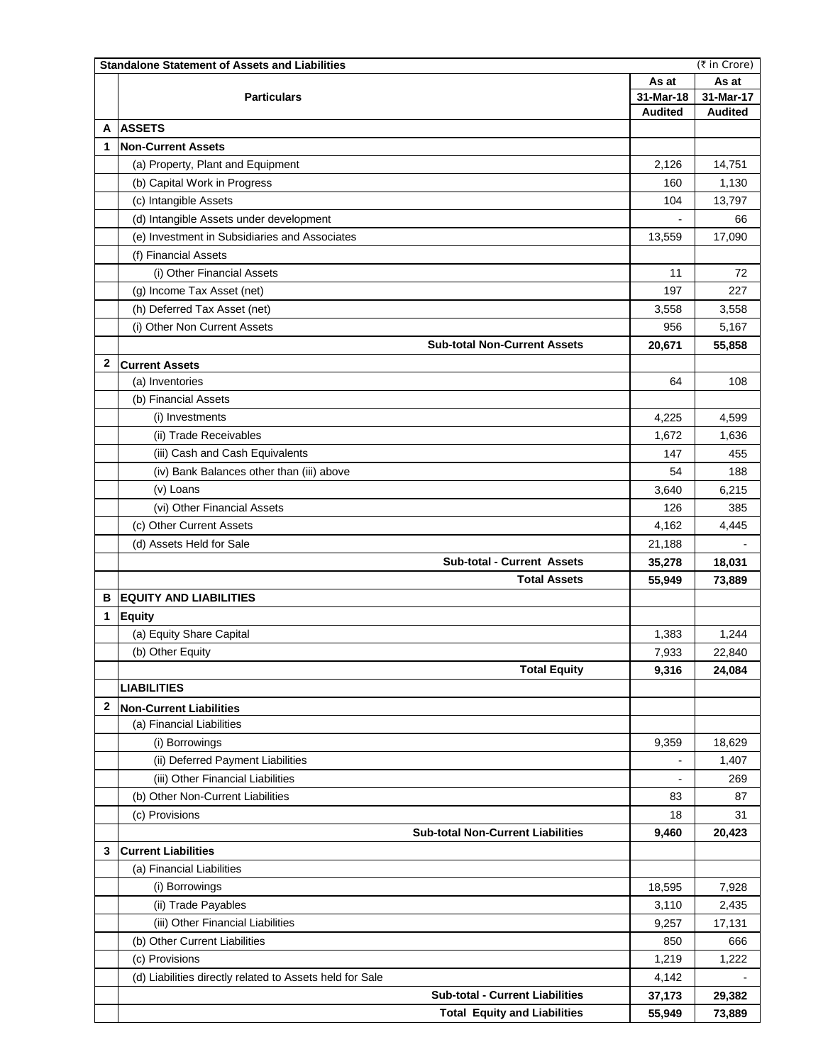| | **Standalone Statement of Assets and Liabilities** | | (₹ in Crore) |
|---|---|---|---|
| | **Particulars** | **As at 31-Mar-18 Audited** | **As at 31-Mar-17 Audited** |
| **A** | **ASSETS** | | |
| **1** | **Non-Current Assets** | | |
| | (a) Property, Plant and Equipment | 2,126 | 14,751 |
| | (b) Capital Work in Progress | 160 | 1,130 |
| | (c) Intangible Assets | 104 | 13,797 |
| | (d) Intangible Assets under development | - | 66 |
| | (e) Investment in Subsidiaries and Associates | 13,559 | 17,090 |
| | (f) Financial Assets | | |
| | (i) Other Financial Assets | 11 | 72 |
| | (g) Income Tax Asset (net) | 197 | 227 |
| | (h) Deferred Tax Asset (net) | 3,558 | 3,558 |
| | (i) Other Non Current Assets | 956 | 5,167 |
| | **Sub-total Non-Current Assets** | **20,671** | **55,858** |
| **2** | **Current Assets** | | |
| | (a) Inventories | 64 | 108 |
| | (b) Financial Assets | | |
| | (i) Investments | 4,225 | 4,599 |
| | (ii) Trade Receivables | 1,672 | 1,636 |
| | (iii) Cash and Cash Equivalents | 147 | 455 |
| | (iv) Bank Balances other than (iii) above | 54 | 188 |
| | (v) Loans | 3,640 | 6,215 |
| | (vi) Other Financial Assets | 126 | 385 |
| | (c) Other Current Assets | 4,162 | 4,445 |
| | (d) Assets Held for Sale | 21,188 | - |
| | **Sub-total - Current Assets** | **35,278** | **18,031** |
| | **Total Assets** | **55,949** | **73,889** |
| **B** | **EQUITY AND LIABILITIES** | | |
| **1** | **Equity** | | |
| | (a) Equity Share Capital | 1,383 | 1,244 |
| | (b) Other Equity | 7,933 | 22,840 |
| | **Total Equity** | **9,316** | **24,084** |
| | **LIABILITIES** | | |
| **2** | **Non-Current Liabilities** | | |
| | (a) Financial Liabilities | | |
| | (i) Borrowings | 9,359 | 18,629 |
| | (ii) Deferred Payment Liabilities | - | 1,407 |
| | (iii) Other Financial Liabilities | - | 269 |
| | (b) Other Non-Current Liabilities | 83 | 87 |
| | (c) Provisions | 18 | 31 |
| | **Sub-total Non-Current Liabilities** | **9,460** | **20,423** |
| **3** | **Current Liabilities** | | |
| | (a) Financial Liabilities | | |
| | (i) Borrowings | 18,595 | 7,928 |
| | (ii) Trade Payables | 3,110 | 2,435 |
| | (iii) Other Financial Liabilities | 9,257 | 17,131 |
| | (b) Other Current Liabilities | 850 | 666 |
| | (c) Provisions | 1,219 | 1,222 |
| | (d) Liabilities directly related to Assets held for Sale | 4,142 | - |
| | **Sub-total - Current Liabilities** | **37,173** | **29,382** |
| | **Total Equity and Liabilities** | **55,949** | **73,889** |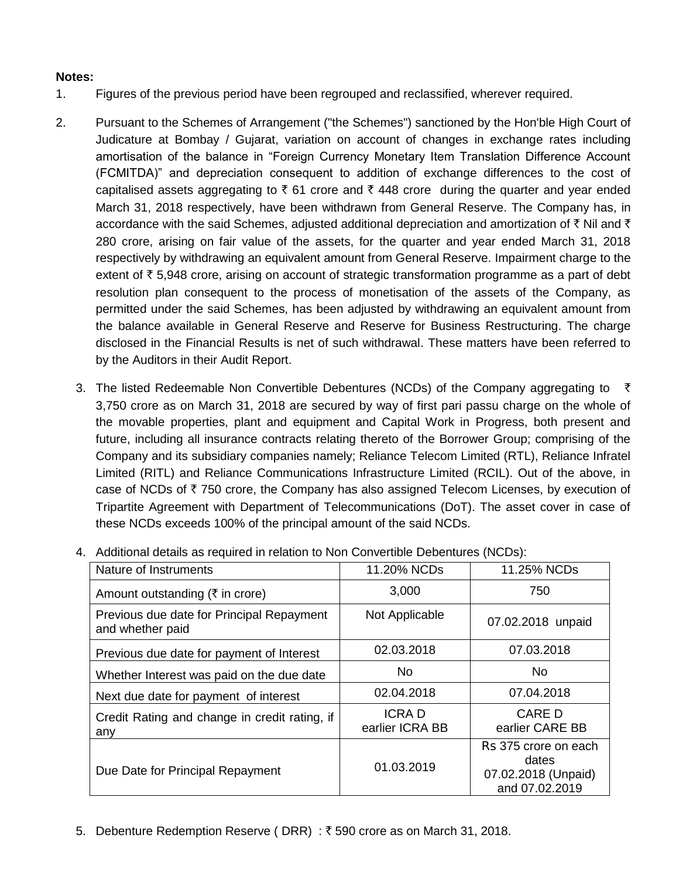**Notes:**

1. Figures of the previous period have been regrouped and reclassified, wherever required.

2. Pursuant to the Schemes of Arrangement ("the Schemes") sanctioned by the Hon'ble High Court of Judicature at Bombay / Gujarat, variation on account of changes in exchange rates including amortisation of the balance in "Foreign Currency Monetary Item Translation Difference Account (FCMITDA)" and depreciation consequent to addition of exchange differences to the cost of capitalised assets aggregating to ₹ 61 crore and ₹ 448 crore during the quarter and year ended March 31, 2018 respectively, have been withdrawn from General Reserve. The Company has, in accordance with the said Schemes, adjusted additional depreciation and amortization of ₹ Nil and ₹ 280 crore, arising on fair value of the assets, for the quarter and year ended March 31, 2018 respectively by withdrawing an equivalent amount from General Reserve. Impairment charge to the extent of ₹ 5,948 crore, arising on account of strategic transformation programme as a part of debt resolution plan consequent to the process of monetisation of the assets of the Company, as permitted under the said Schemes, has been adjusted by withdrawing an equivalent amount from the balance available in General Reserve and Reserve for Business Restructuring. The charge disclosed in the Financial Results is net of such withdrawal. These matters have been referred to by the Auditors in their Audit Report.

3. The listed Redeemable Non Convertible Debentures (NCDs) of the Company aggregating to ₹ 3,750 crore as on March 31, 2018 are secured by way of first pari passu charge on the whole of the movable properties, plant and equipment and Capital Work in Progress, both present and future, including all insurance contracts relating thereto of the Borrower Group; comprising of the Company and its subsidiary companies namely; Reliance Telecom Limited (RTL), Reliance Infratel Limited (RITL) and Reliance Communications Infrastructure Limited (RCIL). Out of the above, in case of NCDs of ₹ 750 crore, the Company has also assigned Telecom Licenses, by execution of Tripartite Agreement with Department of Telecommunications (DoT). The asset cover in case of these NCDs exceeds 100% of the principal amount of the said NCDs.

4. Additional details as required in relation to Non Convertible Debentures (NCDs):

| Nature of Instruments | 11.20% NCDs | 11.25% NCDs |
|---|---|---|
| Amount outstanding (₹ in crore) | 3,000 | 750 |
| Previous due date for Principal Repayment and whether paid | Not Applicable | 07.02.2018 unpaid |
| Previous due date for payment of Interest | 02.03.2018 | 07.03.2018 |
| Whether Interest was paid on the due date | No | No |
| Next due date for payment of interest | 02.04.2018 | 07.04.2018 |
| Credit Rating and change in credit rating, if any | ICRA D earlier ICRA BB | CARE D earlier CARE BB |
| Due Date for Principal Repayment | 01.03.2019 | Rs 375 crore on each dates 07.02.2018 (Unpaid) and 07.02.2019 |

5. Debenture Redemption Reserve ( DRR) : ₹ 590 crore as on March 31, 2018.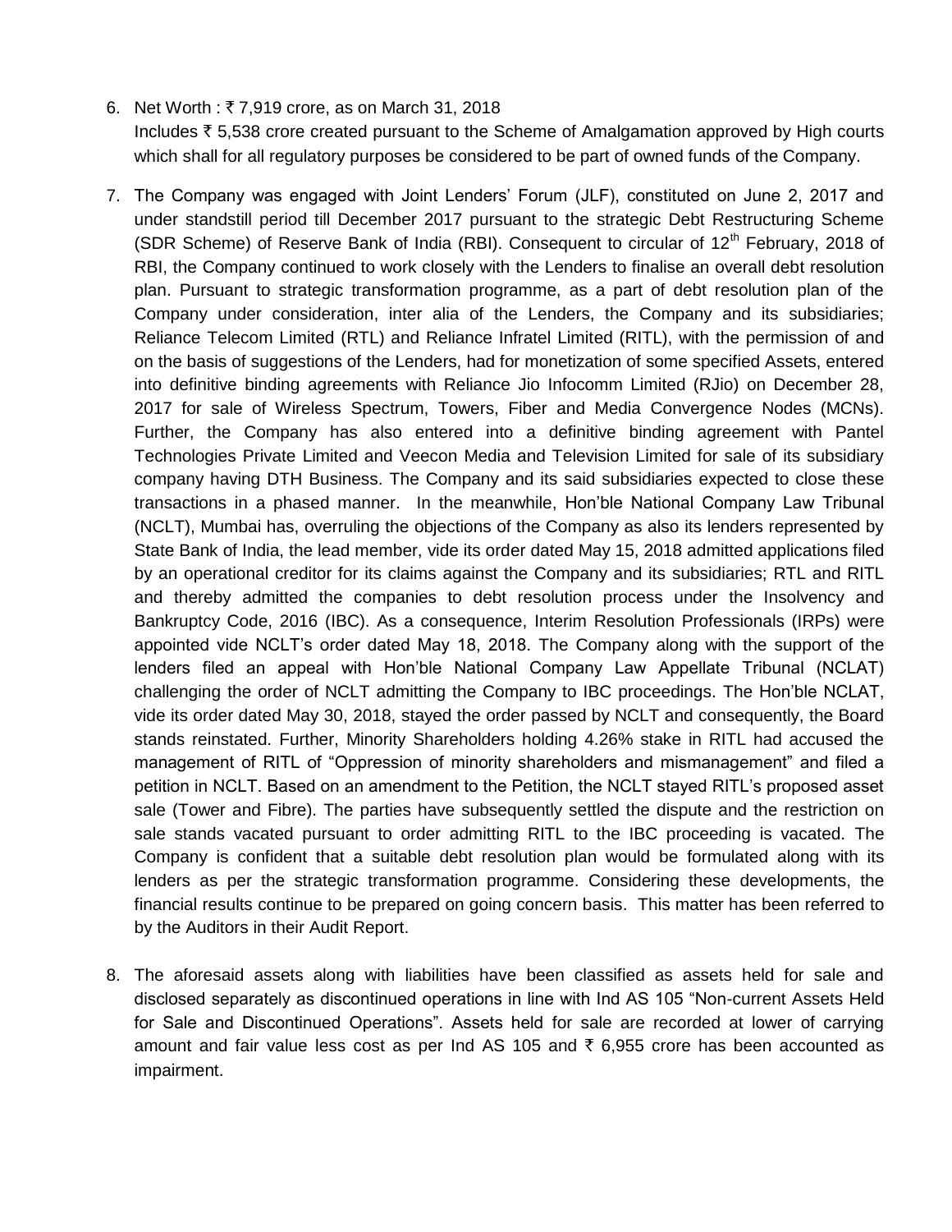6. Net Worth : ₹ 7,919 crore, as on March 31, 2018
   Includes ₹ 5,538 crore created pursuant to the Scheme of Amalgamation approved by High courts which shall for all regulatory purposes be considered to be part of owned funds of the Company.

7. The Company was engaged with Joint Lenders' Forum (JLF), constituted on June 2, 2017 and under standstill period till December 2017 pursuant to the strategic Debt Restructuring Scheme (SDR Scheme) of Reserve Bank of India (RBI). Consequent to circular of 12th February, 2018 of RBI, the Company continued to work closely with the Lenders to finalise an overall debt resolution plan. Pursuant to strategic transformation programme, as a part of debt resolution plan of the Company under consideration, inter alia of the Lenders, the Company and its subsidiaries; Reliance Telecom Limited (RTL) and Reliance Infratel Limited (RITL), with the permission of and on the basis of suggestions of the Lenders, had for monetization of some specified Assets, entered into definitive binding agreements with Reliance Jio Infocomm Limited (RJio) on December 28, 2017 for sale of Wireless Spectrum, Towers, Fiber and Media Convergence Nodes (MCNs). Further, the Company has also entered into a definitive binding agreement with Pantel Technologies Private Limited and Veecon Media and Television Limited for sale of its subsidiary company having DTH Business. The Company and its said subsidiaries expected to close these transactions in a phased manner. In the meanwhile, Hon'ble National Company Law Tribunal (NCLT), Mumbai has, overruling the objections of the Company as also its lenders represented by State Bank of India, the lead member, vide its order dated May 15, 2018 admitted applications filed by an operational creditor for its claims against the Company and its subsidiaries; RTL and RITL and thereby admitted the companies to debt resolution process under the Insolvency and Bankruptcy Code, 2016 (IBC). As a consequence, Interim Resolution Professionals (IRPs) were appointed vide NCLT's order dated May 18, 2018. The Company along with the support of the lenders filed an appeal with Hon'ble National Company Law Appellate Tribunal (NCLAT) challenging the order of NCLT admitting the Company to IBC proceedings. The Hon'ble NCLAT, vide its order dated May 30, 2018, stayed the order passed by NCLT and consequently, the Board stands reinstated. Further, Minority Shareholders holding 4.26% stake in RITL had accused the management of RITL of "Oppression of minority shareholders and mismanagement" and filed a petition in NCLT. Based on an amendment to the Petition, the NCLT stayed RITL's proposed asset sale (Tower and Fibre). The parties have subsequently settled the dispute and the restriction on sale stands vacated pursuant to order admitting RITL to the IBC proceeding is vacated. The Company is confident that a suitable debt resolution plan would be formulated along with its lenders as per the strategic transformation programme. Considering these developments, the financial results continue to be prepared on going concern basis. This matter has been referred to by the Auditors in their Audit Report.

8. The aforesaid assets along with liabilities have been classified as assets held for sale and disclosed separately as discontinued operations in line with Ind AS 105 "Non-current Assets Held for Sale and Discontinued Operations". Assets held for sale are recorded at lower of carrying amount and fair value less cost as per Ind AS 105 and ₹ 6,955 crore has been accounted as impairment.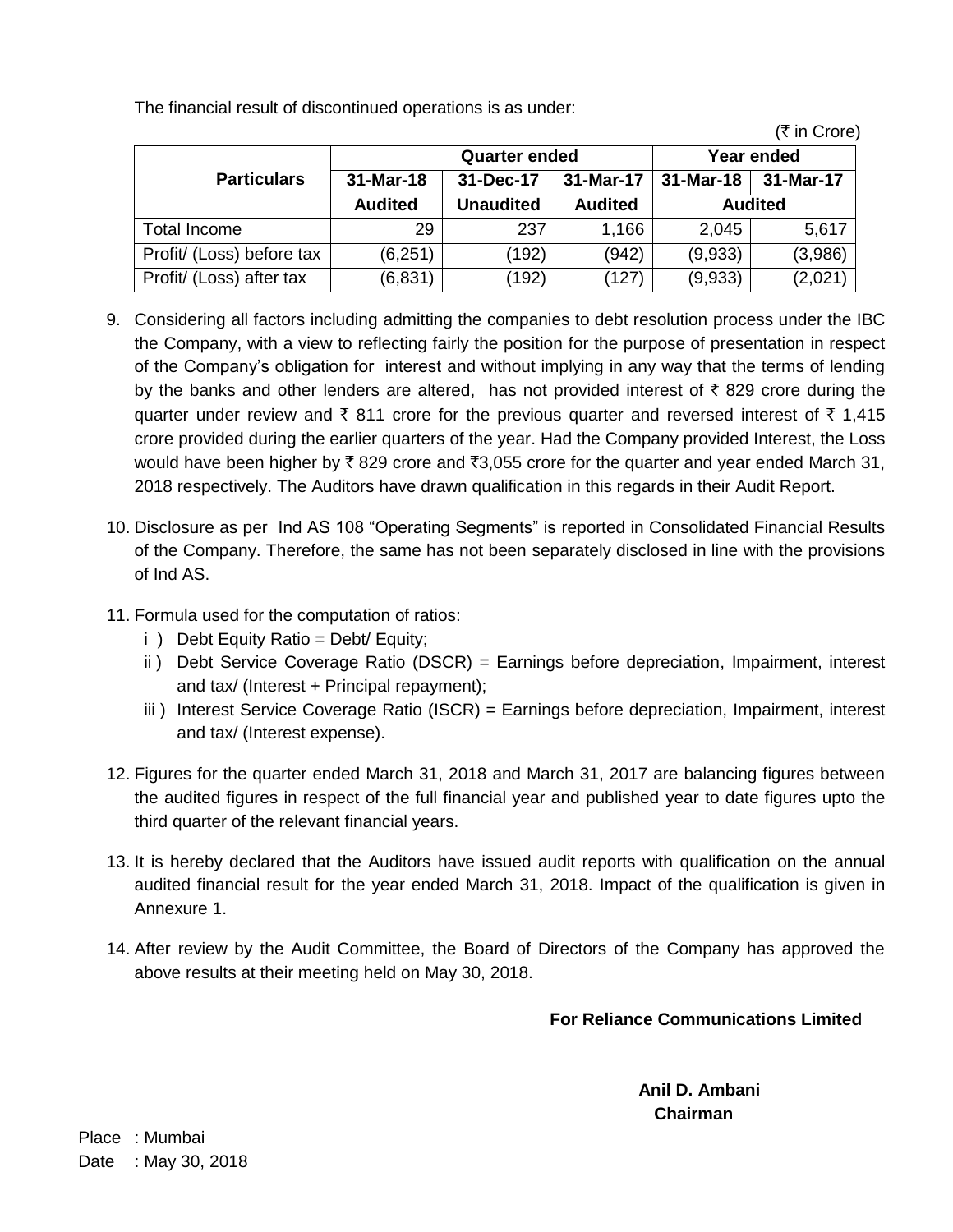The financial result of discontinued operations is as under:

(₹ in Crore)

| Particulars | Quarter ended | | | Year ended | |
|---|---|---|---|---|---|
| | 31-Mar-18 | 31-Dec-17 | 31-Mar-17 | 31-Mar-18 | 31-Mar-17 |
| | Audited | Unaudited | Audited | Audited | |
| Total Income | 29 | 237 | 1,166 | 2,045 | 5,617 |
| Profit/ (Loss) before tax | (6,251) | (192) | (942) | (9,933) | (3,986) |
| Profit/ (Loss) after tax | (6,831) | (192) | (127) | (9,933) | (2,021) |

9. Considering all factors including admitting the companies to debt resolution process under the IBC the Company, with a view to reflecting fairly the position for the purpose of presentation in respect of the Company's obligation for interest and without implying in any way that the terms of lending by the banks and other lenders are altered, has not provided interest of ₹ 829 crore during the quarter under review and ₹ 811 crore for the previous quarter and reversed interest of ₹ 1,415 crore provided during the earlier quarters of the year. Had the Company provided Interest, the Loss would have been higher by ₹ 829 crore and ₹3,055 crore for the quarter and year ended March 31, 2018 respectively. The Auditors have drawn qualification in this regards in their Audit Report.

10. Disclosure as per Ind AS 108 "Operating Segments" is reported in Consolidated Financial Results of the Company. Therefore, the same has not been separately disclosed in line with the provisions of Ind AS.

11. Formula used for the computation of ratios:
    i ) Debt Equity Ratio = Debt/ Equity;
    ii ) Debt Service Coverage Ratio (DSCR) = Earnings before depreciation, Impairment, interest and tax/ (Interest + Principal repayment);
    iii ) Interest Service Coverage Ratio (ISCR) = Earnings before depreciation, Impairment, interest and tax/ (Interest expense).

12. Figures for the quarter ended March 31, 2018 and March 31, 2017 are balancing figures between the audited figures in respect of the full financial year and published year to date figures upto the third quarter of the relevant financial years.

13. It is hereby declared that the Auditors have issued audit reports with qualification on the annual audited financial result for the year ended March 31, 2018. Impact of the qualification is given in Annexure 1.

14. After review by the Audit Committee, the Board of Directors of the Company has approved the above results at their meeting held on May 30, 2018.

**For Reliance Communications Limited**

**Anil D. Ambani**
**Chairman**

Place : Mumbai
Date : May 30, 2018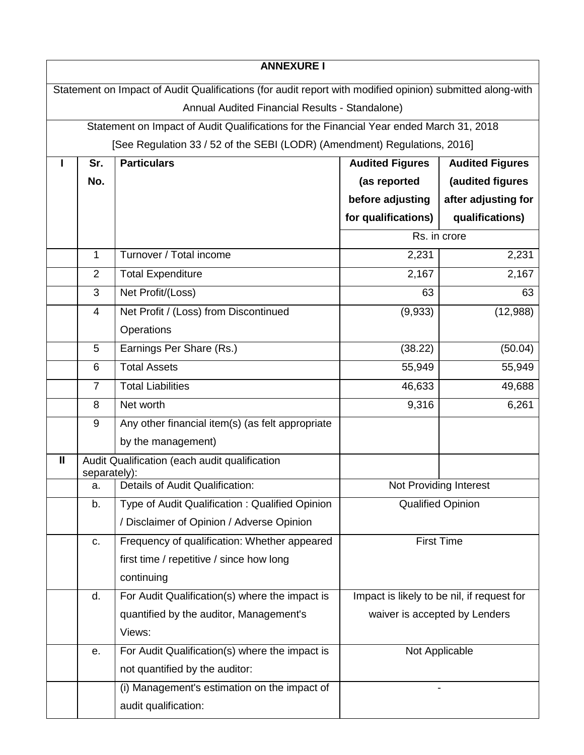| ANNEXURE I | | | | |
|---|---|---|---|---|
| Statement on Impact of Audit Qualifications (for audit report with modified opinion) submitted along-with Annual Audited Financial Results - Standalone) | | | | |
| Statement on Impact of Audit Qualifications for the Financial Year ended March 31, 2018 [See Regulation 33 / 52 of the SEBI (LODR) (Amendment) Regulations, 2016] | | | | |
| **I** | **Sr. No.** | **Particulars** | **Audited Figures (as reported before adjusting for qualifications)** | **Audited Figures (audited figures after adjusting for qualifications)** |
| | | | Rs. in crore | |
| | 1 | Turnover / Total income | 2,231 | 2,231 |
| | 2 | Total Expenditure | 2,167 | 2,167 |
| | 3 | Net Profit/(Loss) | 63 | 63 |
| | 4 | Net Profit / (Loss) from Discontinued Operations | (9,933) | (12,988) |
| | 5 | Earnings Per Share (Rs.) | (38.22) | (50.04) |
| | 6 | Total Assets | 55,949 | 55,949 |
| | 7 | Total Liabilities | 46,633 | 49,688 |
| | 8 | Net worth | 9,316 | 6,261 |
| | 9 | Any other financial item(s) (as felt appropriate by the management) | | |
| **II** | Audit Qualification (each audit qualification separately): | | | |
| | a. | Details of Audit Qualification: | Not Providing Interest | |
| | b. | Type of Audit Qualification : Qualified Opinion / Disclaimer of Opinion / Adverse Opinion | Qualified Opinion | |
| | c. | Frequency of qualification: Whether appeared first time / repetitive / since how long continuing | First Time | |
| | d. | For Audit Qualification(s) where the impact is quantified by the auditor, Management's Views: | Impact is likely to be nil, if request for waiver is accepted by Lenders | |
| | e. | For Audit Qualification(s) where the impact is not quantified by the auditor: | Not Applicable | |
| | | (i) Management's estimation on the impact of audit qualification: | - | |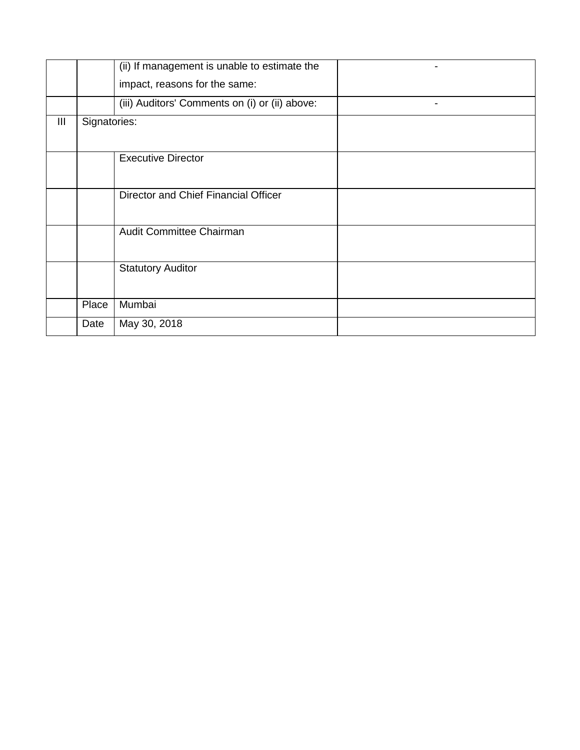| | | | |
|---|---|---|---|
| | | (ii) If management is unable to estimate the impact, reasons for the same: | - |
| | | (iii) Auditors' Comments on (i) or (ii) above: | - |
| III | Signatories: | | |
| | | Executive Director | |
| | | Director and Chief Financial Officer | |
| | | Audit Committee Chairman | |
| | | Statutory Auditor | |
| | Place | Mumbai | |
| | Date | May 30, 2018 | |